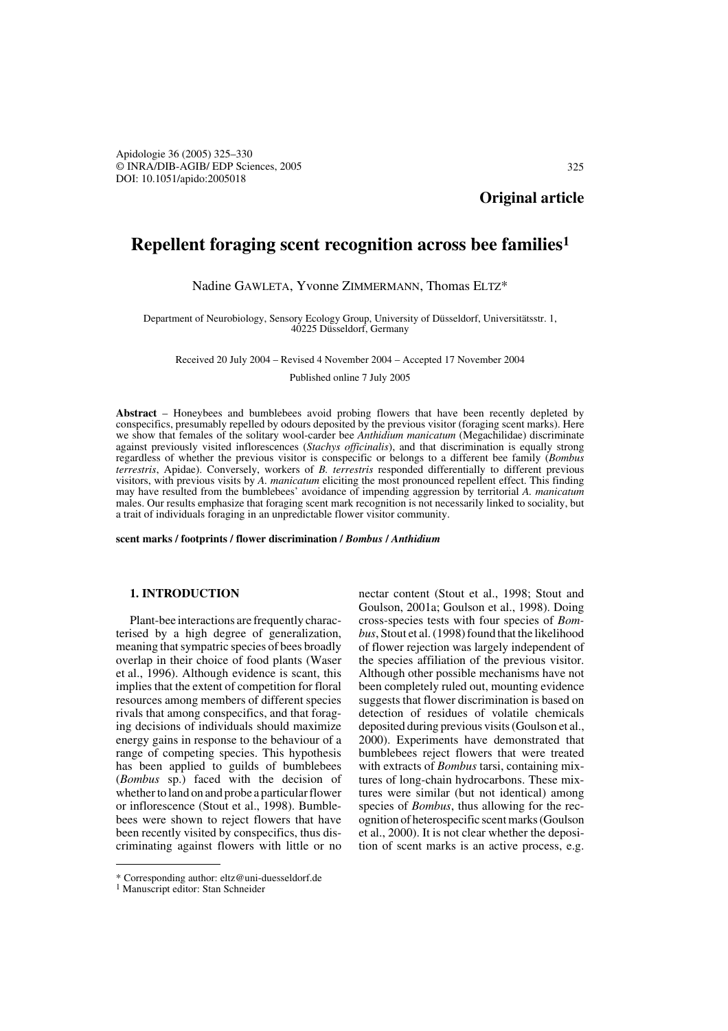**Original article**

# Repellent foraging scent recognition across bee families[1]

Nadine GAWLETA, Yvonne ZIMMERMANN, Thomas ELTZ*

Department of Neurobiology, Sensory Ecology Group, University of Düsseldorf, Universitätsstr. 1, 40225 Düsseldorf, Germany

Received 20 July 2004 – Revised 4 November 2004 – Accepted 17 November 2004

Published online 7 July 2005

**Abstract** – Honeybees and bumblebees avoid probing flowers that have been recently depleted by conspecifics, presumably repelled by odours deposited by the previous visitor (foraging scent marks). Here we show that females of the solitary wool-carder bee *Anthidium manicatum* (Megachilidae) discriminate against previously visited inflorescences (*Stachys officinalis*), and that discrimination is equally strong regardless of whether the previous visitor is conspecific or belongs to a different bee family (*Bombus terrestris*, Apidae). Conversely, workers of *B. terrestris* responded differentially to different previous visitors, with previous visits by *A. manicatum* eliciting the most pronounced repellent effect. This finding may have resulted from the bumblebees' avoidance of impending aggression by territorial *A. manicatum* males. Our results emphasize that foraging scent mark recognition is not necessarily linked to sociality, but a trait of individuals foraging in an unpredictable flower visitor community.

**scent marks / footprints / flower discrimination / *Bombus* / *Anthidium***

## 1. INTRODUCTION

Plant-bee interactions are frequently characterised by a high degree of generalization, meaning that sympatric species of bees broadly overlap in their choice of food plants (Waser et al., 1996). Although evidence is scant, this implies that the extent of competition for floral resources among members of different species rivals that among conspecifics, and that foraging decisions of individuals should maximize energy gains in response to the behaviour of a range of competing species. This hypothesis has been applied to guilds of bumblebees (*Bombus* sp.) faced with the decision of whether to land on and probe a particular flower or inflorescence (Stout et al., 1998). Bumblebees were shown to reject flowers that have been recently visited by conspecifics, thus discriminating against flowers with little or no nectar content (Stout et al., 1998; Stout and Goulson, 2001a; Goulson et al., 1998). Doing cross-species tests with four species of *Bombus*, Stout et al. (1998) found that the likelihood of flower rejection was largely independent of the species affiliation of the previous visitor. Although other possible mechanisms have not been completely ruled out, mounting evidence suggests that flower discrimination is based on detection of residues of volatile chemicals deposited during previous visits (Goulson et al., 2000). Experiments have demonstrated that bumblebees reject flowers that were treated with extracts of *Bombus* tarsi, containing mixtures of long-chain hydrocarbons. These mixtures were similar (but not identical) among species of *Bombus*, thus allowing for the recognition of heterospecific scent marks (Goulson et al., 2000). It is not clear whether the deposition of scent marks is an active process, e.g.

\* Corresponding author: eltz@uni-duesseldorf.de

[1] Manuscript editor: Stan Schneider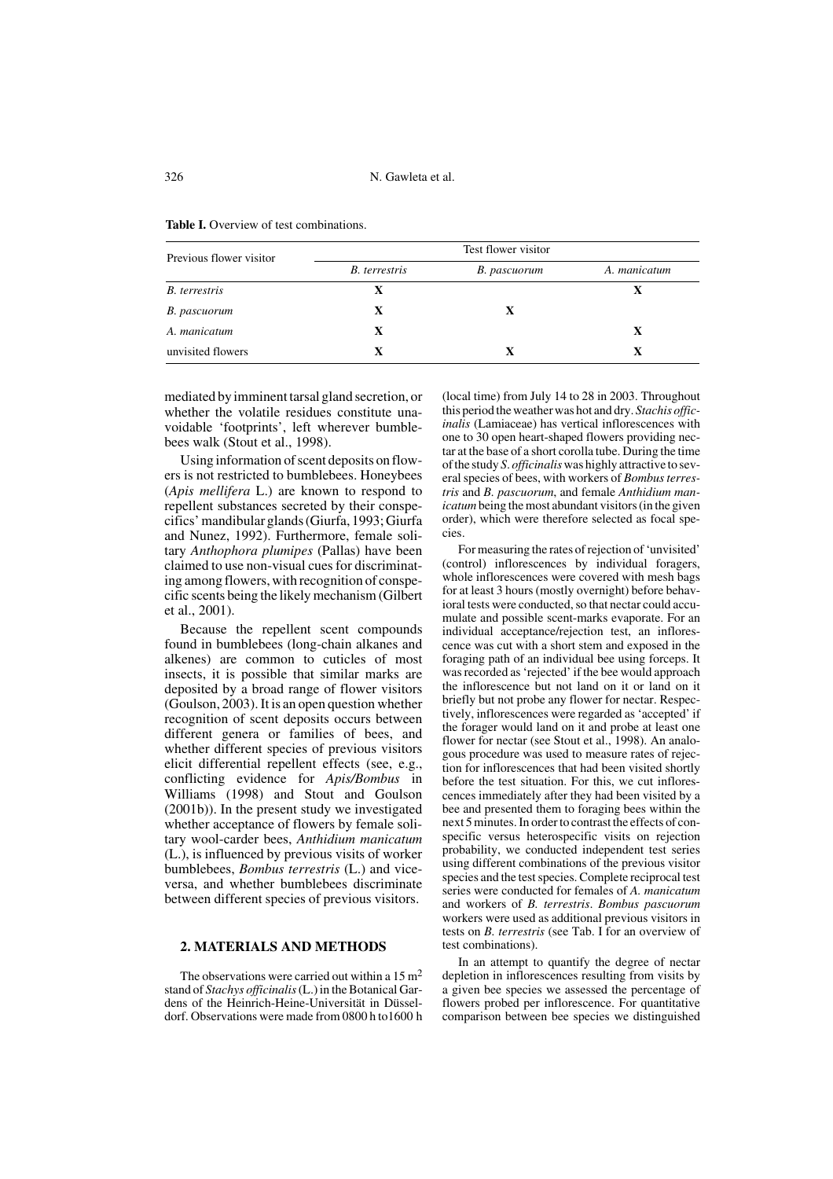**Table I.** Overview of test combinations.

| Previous flower visitor | Test flower visitor | | |
|---|---|---|---|
| | *B. terrestris* | *B. pascuorum* | *A. manicatum* |
| *B. terrestris* | X | | X |
| *B. pascuorum* | X | X | |
| *A. manicatum* | X | | X |
| unvisited flowers | X | X | X |

mediated by imminent tarsal gland secretion, or whether the volatile residues constitute unavoidable 'footprints', left wherever bumblebees walk (Stout et al., 1998).

Using information of scent deposits on flowers is not restricted to bumblebees. Honeybees (*Apis mellifera* L.) are known to respond to repellent substances secreted by their conspecifics' mandibular glands (Giurfa, 1993; Giurfa and Nunez, 1992). Furthermore, female solitary *Anthophora plumipes* (Pallas) have been claimed to use non-visual cues for discriminating among flowers, with recognition of conspecific scents being the likely mechanism (Gilbert et al., 2001).

Because the repellent scent compounds found in bumblebees (long-chain alkanes and alkenes) are common to cuticles of most insects, it is possible that similar marks are deposited by a broad range of flower visitors (Goulson, 2003). It is an open question whether recognition of scent deposits occurs between different genera or families of bees, and whether different species of previous visitors elicit differential repellent effects (see, e.g., conflicting evidence for *Apis/Bombus* in Williams (1998) and Stout and Goulson (2001b)). In the present study we investigated whether acceptance of flowers by female solitary wool-carder bees, *Anthidium manicatum* (L.), is influenced by previous visits of worker bumblebees, *Bombus terrestris* (L.) and vice-versa, and whether bumblebees discriminate between different species of previous visitors.

## 2. MATERIALS AND METHODS

The observations were carried out within a 15 m$^2$ stand of *Stachys officinalis* (L.) in the Botanical Gardens of the Heinrich-Heine-Universität in Düsseldorf. Observations were made from 0800 h to1600 h (local time) from July 14 to 28 in 2003. Throughout this period the weather was hot and dry. *Stachis officinalis* (Lamiaceae) has vertical inflorescences with one to 30 open heart-shaped flowers providing nectar at the base of a short corolla tube. During the time of the study *S. officinalis* was highly attractive to several species of bees, with workers of *Bombus terrestris* and *B. pascuorum*, and female *Anthidium manicatum* being the most abundant visitors (in the given order), which were therefore selected as focal species.

For measuring the rates of rejection of 'unvisited' (control) inflorescences by individual foragers, whole inflorescences were covered with mesh bags for at least 3 hours (mostly overnight) before behavioral tests were conducted, so that nectar could accumulate and possible scent-marks evaporate. For an individual acceptance/rejection test, an inflorescence was cut with a short stem and exposed in the foraging path of an individual bee using forceps. It was recorded as 'rejected' if the bee would approach the inflorescence but not land on it or land on it briefly but not probe any flower for nectar. Respectively, inflorescences were regarded as 'accepted' if the forager would land on it and probe at least one flower for nectar (see Stout et al., 1998). An analogous procedure was used to measure rates of rejection for inflorescences that had been visited shortly before the test situation. For this, we cut inflorescences immediately after they had been visited by a bee and presented them to foraging bees within the next 5 minutes. In order to contrast the effects of conspecific versus heterospecific visits on rejection probability, we conducted independent test series using different combinations of the previous visitor species and the test species. Complete reciprocal test series were conducted for females of *A. manicatum* and workers of *B. terrestris*. *Bombus pascuorum* workers were used as additional previous visitors in tests on *B. terrestris* (see Tab. I for an overview of test combinations).

In an attempt to quantify the degree of nectar depletion in inflorescences resulting from visits by a given bee species we assessed the percentage of flowers probed per inflorescence. For quantitative comparison between bee species we distinguished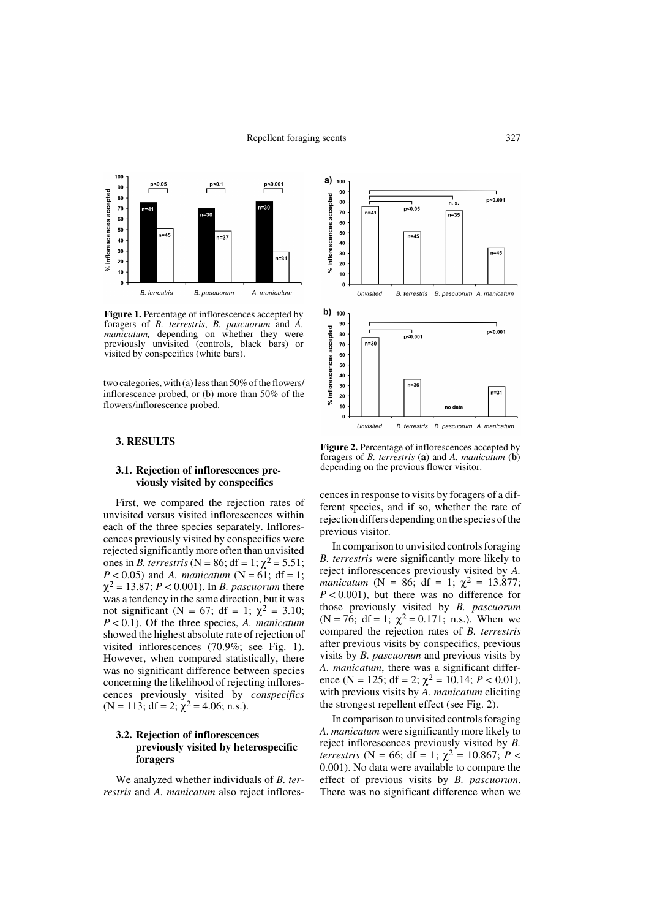Figure 1. Percentage of inflorescences accepted by foragers of *B. terrestris*, *B. pascuorum* and *A. manicatum*, depending on whether they were previously unvisited (controls, black bars) or visited by conspecifics (white bars).

two categories, with (a) less than 50% of the flowers/inflorescence probed, or (b) more than 50% of the flowers/inflorescence probed.

## 3. RESULTS

### 3.1. Rejection of inflorescences previously visited by conspecifics

First, we compared the rejection rates of unvisited versus visited inflorescences within each of the three species separately. Inflorescences previously visited by conspecifics were rejected significantly more often than unvisited ones in *B. terrestris* (N = 86; df = 1; $\chi^2 = 5.51$; $P < 0.05$) and *A. manicatum* (N = 61; df = 1; $\chi^2 = 13.87$; $P < 0.001$). In *B. pascuorum* there was a tendency in the same direction, but it was not significant (N = 67; df = 1; $\chi^2 = 3.10$; $P < 0.1$). Of the three species, *A. manicatum* showed the highest absolute rate of rejection of visited inflorescences (70.9%; see Fig. 1). However, when compared statistically, there was no significant difference between species concerning the likelihood of rejecting inflorescences previously visited by *conspecifics* (N = 113; df = 2; $\chi^2 = 4.06$; n.s.).

### 3.2. Rejection of inflorescences previously visited by heterospecific foragers

We analyzed whether individuals of *B. terrestris* and *A. manicatum* also reject inflorescences in response to visits by foragers of a different species, and if so, whether the rate of rejection differs depending on the species of the previous visitor.

Figure 2. Percentage of inflorescences accepted by foragers of *B. terrestris* (**a**) and *A. manicatum* (**b**) depending on the previous flower visitor.

In comparison to unvisited controls foraging *B. terrestris* were significantly more likely to reject inflorescences previously visited by *A. manicatum* (N = 86; df = 1; $\chi^2 = 13.877$; $P < 0.001$), but there was no difference for those previously visited by *B. pascuorum* (N = 76; df = 1; $\chi^2 = 0.171$; n.s.). When we compared the rejection rates of *B. terrestris* after previous visits by conspecifics, previous visits by *B. pascuorum* and previous visits by *A. manicatum*, there was a significant difference (N = 125; df = 2; $\chi^2 = 10.14$; $P < 0.01$), with previous visits by *A. manicatum* eliciting the strongest repellent effect (see Fig. 2).

In comparison to unvisited controls foraging *A. manicatum* were significantly more likely to reject inflorescences previously visited by *B. terrestris* (N = 66; df = 1; $\chi^2 = 10.867$; $P < 0.001$). No data were available to compare the effect of previous visits by *B. pascuorum*. There was no significant difference when we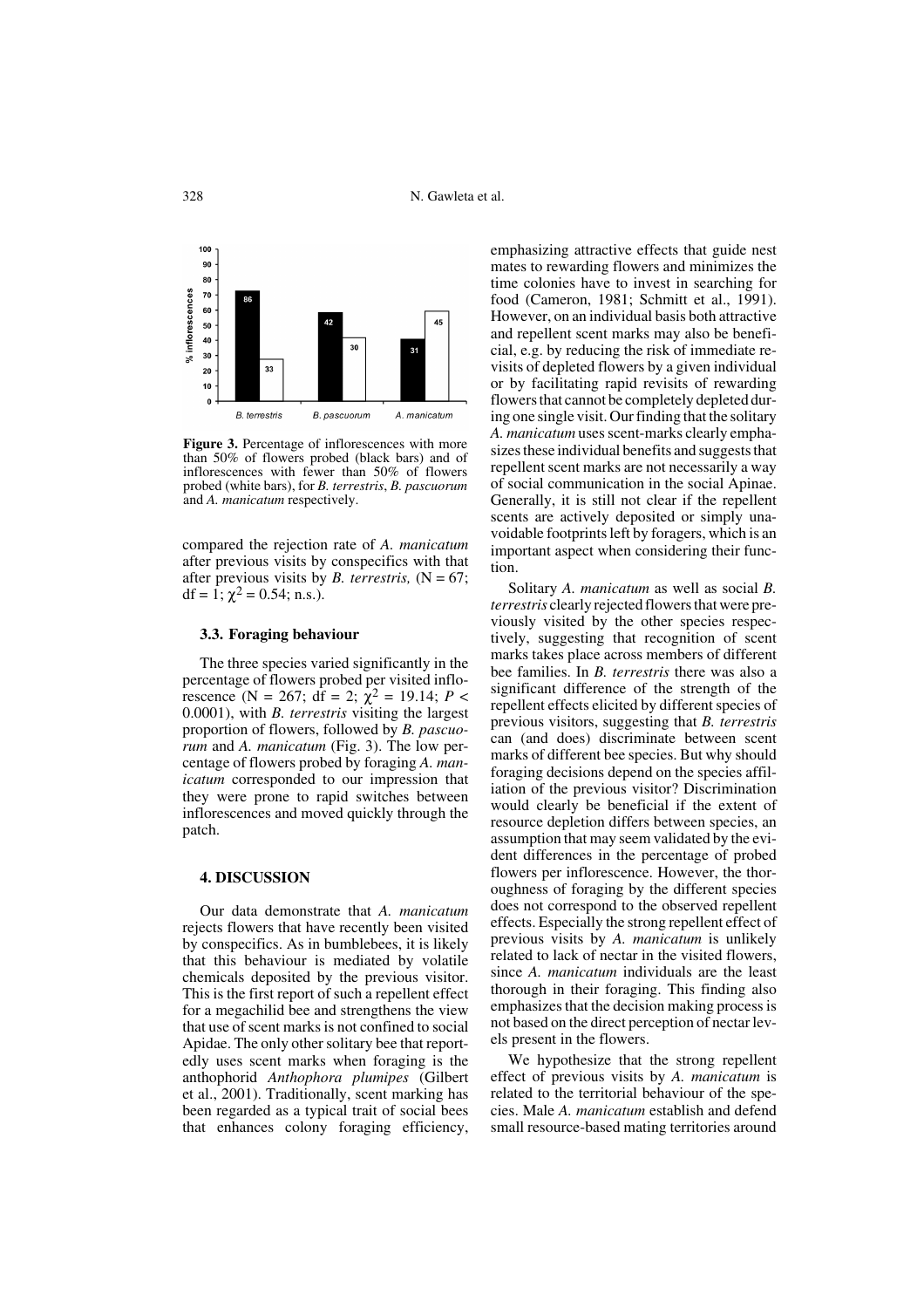% inflorescences

100
90
80
70
60
50
40
30
20
10
0

86
33
42
30
31
45

B. terrestris
B. pascuorum
A. manicatum

**Figure 3.** Percentage of inflorescences with more than 50% of flowers probed (black bars) and of inflorescences with fewer than 50% of flowers probed (white bars), for *B. terrestris*, *B. pascuorum* and *A. manicatum* respectively.

compared the rejection rate of *A. manicatum* after previous visits by conspecifics with that after previous visits by *B. terrestris,* (N = 67; df = 1; $\chi^2 = 0.54$; n.s.).

### 3.3. Foraging behaviour

The three species varied significantly in the percentage of flowers probed per visited inflorescence (N = 267; df = 2; $\chi^2 = 19.14$; $P < 0.0001$), with *B. terrestris* visiting the largest proportion of flowers, followed by *B. pascuorum* and *A. manicatum* (Fig. 3). The low percentage of flowers probed by foraging *A. manicatum* corresponded to our impression that they were prone to rapid switches between inflorescences and moved quickly through the patch.

## 4. DISCUSSION

Our data demonstrate that *A. manicatum* rejects flowers that have recently been visited by conspecifics. As in bumblebees, it is likely that this behaviour is mediated by volatile chemicals deposited by the previous visitor. This is the first report of such a repellent effect for a megachilid bee and strengthens the view that use of scent marks is not confined to social Apidae. The only other solitary bee that reportedly uses scent marks when foraging is the anthophorid *Anthophora plumipes* (Gilbert et al., 2001). Traditionally, scent marking has been regarded as a typical trait of social bees that enhances colony foraging efficiency, emphasizing attractive effects that guide nest mates to rewarding flowers and minimizes the time colonies have to invest in searching for food (Cameron, 1981; Schmitt et al., 1991). However, on an individual basis both attractive and repellent scent marks may also be beneficial, e.g. by reducing the risk of immediate revisits of depleted flowers by a given individual or by facilitating rapid revisits of rewarding flowers that cannot be completely depleted during one single visit. Our finding that the solitary *A. manicatum* uses scent-marks clearly emphasizes these individual benefits and suggests that repellent scent marks are not necessarily a way of social communication in the social Apinae. Generally, it is still not clear if the repellent scents are actively deposited or simply unavoidable footprints left by foragers, which is an important aspect when considering their function.

Solitary *A. manicatum* as well as social *B. terrestris* clearly rejected flowers that were previously visited by the other species respectively, suggesting that recognition of scent marks takes place across members of different bee families. In *B. terrestris* there was also a significant difference of the strength of the repellent effects elicited by different species of previous visitors, suggesting that *B. terrestris* can (and does) discriminate between scent marks of different bee species. But why should foraging decisions depend on the species affiliation of the previous visitor? Discrimination would clearly be beneficial if the extent of resource depletion differs between species, an assumption that may seem validated by the evident differences in the percentage of probed flowers per inflorescence. However, the thoroughness of foraging by the different species does not correspond to the observed repellent effects. Especially the strong repellent effect of previous visits by *A. manicatum* is unlikely related to lack of nectar in the visited flowers, since *A. manicatum* individuals are the least thorough in their foraging. This finding also emphasizes that the decision making process is not based on the direct perception of nectar levels present in the flowers.

We hypothesize that the strong repellent effect of previous visits by *A. manicatum* is related to the territorial behaviour of the species. Male *A. manicatum* establish and defend small resource-based mating territories around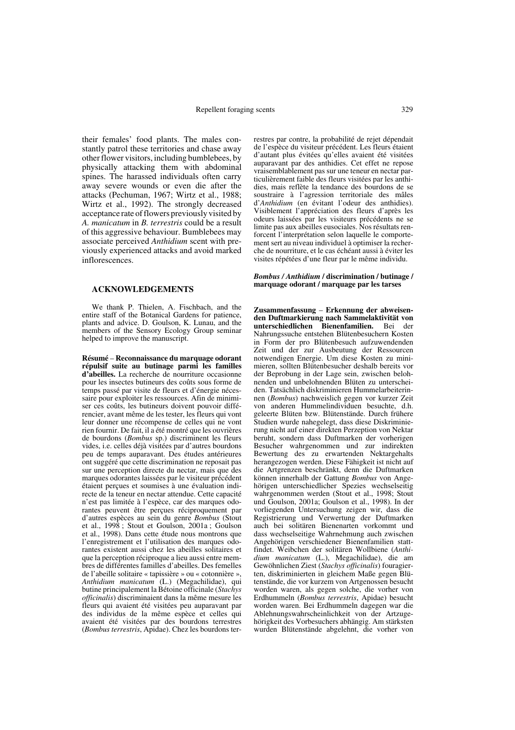their females' food plants. The males constantly patrol these territories and chase away other flower visitors, including bumblebees, by physically attacking them with abdominal spines. The harassed individuals often carry away severe wounds or even die after the attacks (Pechuman, 1967; Wirtz et al., 1988; Wirtz et al., 1992). The strongly decreased acceptance rate of flowers previously visited by *A. manicatum* in *B. terrestris* could be a result of this aggressive behaviour. Bumblebees may associate perceived *Anthidium* scent with previously experienced attacks and avoid marked inflorescences.

## ACKNOWLEDGEMENTS

We thank P. Thielen, A. Fischbach, and the entire staff of the Botanical Gardens for patience, plants and advice. D. Goulson, K. Lunau, and the members of the Sensory Ecology Group seminar helped to improve the manuscript.

**Résumé** – **Reconnaissance du marquage odorant répulsif suite au butinage parmi les familles d'abeilles.** La recherche de nourriture occasionne pour les insectes butineurs des coûts sous forme de temps passé par visite de fleurs et d'énergie nécessaire pour exploiter les ressources. Afin de minimiser ces coûts, les butineurs doivent pouvoir différencier, avant même de les tester, les fleurs qui vont leur donner une récompense de celles qui ne vont rien fournir. De fait, il a été montré que les ouvrières de bourdons (*Bombus* sp.) discriminent les fleurs vides, i.e. celles déjà visitées par d'autres bourdons peu de temps auparavant. Des études antérieures ont suggéré que cette discrimination ne reposait pas sur une perception directe du nectar, mais que des marques odorantes laissées par le visiteur précédent étaient perçues et soumises à une évaluation indirecte de la teneur en nectar attendue. Cette capacité n'est pas limitée à l'espèce, car des marques odorantes peuvent être perçues réciproquement par d'autres espèces au sein du genre *Bombus* (Stout et al., 1998 ; Stout et Goulson, 2001a ; Goulson et al., 1998). Dans cette étude nous montrons que l'enregistrement et l'utilisation des marques odorantes existent aussi chez les abeilles solitaires et que la perception réciproque a lieu aussi entre membres de différentes familles d'abeilles. Des femelles de l'abeille solitaire « tapissière » ou « cotonnière », *Anthidium manicatum* (L.) (Megachilidae), qui butine principalement la Bétoine officinale (*Stachys officinalis*) discriminaient dans la même mesure les fleurs qui avaient été visitées peu auparavant par des individus de la même espèce et celles qui avaient été visitées par des bourdons terrestres (*Bombus terrestris*, Apidae). Chez les bourdons terrestres par contre, la probabilité de rejet dépendait de l'espèce du visiteur précédent. Les fleurs étaient d'autant plus évitées qu'elles avaient été visitées auparavant par des anthidies. Cet effet ne repose vraisemblablement pas sur une teneur en nectar particulièrement faible des fleurs visitées par les anthidies, mais reflète la tendance des bourdons de se soustraire à l'agression territoriale des mâles d'*Anthidium* (en évitant l'odeur des anthidies). Visiblement l'appréciation des fleurs d'après les odeurs laissées par les visiteurs précédents ne se limite pas aux abeilles eusociales. Nos résultats renforcent l'interprétation selon laquelle le comportement sert au niveau individuel à optimiser la recherche de nourriture, et le cas échéant aussi à éviter les visites répétées d'une fleur par le même individu.

***Bombus* / *Anthidium* / discrimination / butinage / marquage odorant / marquage par les tarses**

**Zusammenfassung** – **Erkennung der abweisenden Duftmarkierung nach Sammelaktivität von unterschiedlichen Bienenfamilien.** Bei der Nahrungssuche entstehen Blütenbesuchern Kosten in Form der pro Blütenbesuch aufzuwendenden Zeit und der zur Ausbeutung der Ressourcen notwendigen Energie. Um diese Kosten zu minimieren, sollten Blütenbesucher deshalb bereits vor der Beprobung in der Lage sein, zwischen belohnenden und unbelohnenden Blüten zu unterscheiden. Tatsächlich diskriminieren Hummelarbeiterinnen (*Bombus*) nachweislich gegen vor kurzer Zeit von anderen Hummelindividuen besuchte, d.h. geleerte Blüten bzw. Blütenstände. Durch frühere Studien wurde nahegelegt, dass diese Diskriminierung nicht auf einer direkten Perzeption von Nektar beruht, sondern dass Duftmarken der vorherigen Besucher wahrgenommen und zur indirekten Bewertung des zu erwartenden Nektargehalts herangezogen werden. Diese Fähigkeit ist nicht auf die Artgrenzen beschränkt, denn die Duftmarken können innerhalb der Gattung *Bombus* von Angehörigen unterschiedlicher Spezies wechselseitig wahrgenommen werden (Stout et al., 1998; Stout und Goulson, 2001a; Goulson et al., 1998). In der vorliegenden Untersuchung zeigen wir, dass die Registrierung und Verwertung der Duftmarken auch bei solitären Bienenarten vorkommt und dass wechselseitige Wahrnehmung auch zwischen Angehörigen verschiedener Bienenfamilien stattfindet. Weibchen der solitären Wollbiene (*Anthidium manicatum* (L.), Megachilidae), die am Gewöhnlichen Ziest (*Stachys officinalis*) fouragierten, diskriminierten in gleichem Maße gegen Blütenstände, die vor kurzem von Artgenossen besucht worden waren, als gegen solche, die vorher von Erdhummeln (*Bombus terrestris*, Apidae) besucht worden waren. Bei Erdhummeln dagegen war die Ablehnungswahrscheinlichkeit von der Artzugehörigkeit des Vorbesuchers abhängig. Am stärksten wurden Blütenstände abgelehnt, die vorher von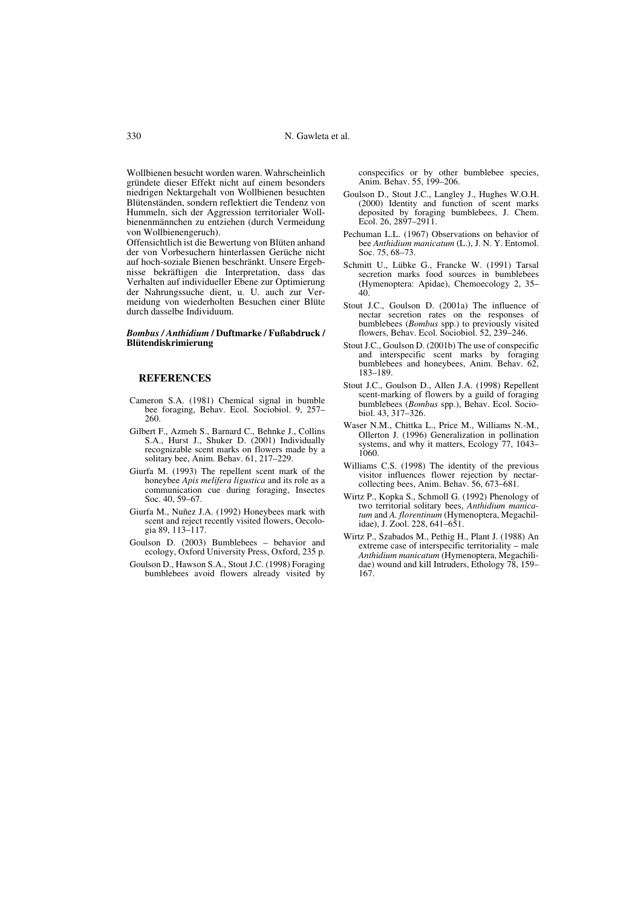Wollbienen besucht worden waren. Wahrscheinlich gründete dieser Effekt nicht auf einem besonders niedrigen Nektargehalt von Wollbienen besuchten Blütenständen, sondern reflektiert die Tendenz von Hummeln, sich der Aggression territorialer Wollbienenmännchen zu entziehen (durch Vermeidung von Wollbienengeruch).

Offensichtlich ist die Bewertung von Blüten anhand der von Vorbesuchern hinterlassen Gerüche nicht auf hoch-soziale Bienen beschränkt. Unsere Ergebnisse bekräftigen die Interpretation, dass das Verhalten auf individueller Ebene zur Optimierung der Nahrungssuche dient, u. U. auch zur Vermeidung von wiederholten Besuchen einer Blüte durch dasselbe Individuum.

***Bombus / Anthidium* / Duftmarke / Fußabdruck / Blütendiskrimierung**

## REFERENCES

Cameron S.A. (1981) Chemical signal in bumble bee foraging, Behav. Ecol. Sociobiol. 9, 257–260.

Gilbert F., Azmeh S., Barnard C., Behnke J., Collins S.A., Hurst J., Shuker D. (2001) Individually recognizable scent marks on flowers made by a solitary bee, Anim. Behav. 61, 217–229.

Giurfa M. (1993) The repellent scent mark of the honeybee *Apis melifera ligustica* and its role as a communication cue during foraging, Insectes Soc. 40, 59–67.

Giurfa M., Nuñez J.A. (1992) Honeybees mark with scent and reject recently visited flowers, Oecologia 89, 113–117.

Goulson D. (2003) Bumblebees – behavior and ecology, Oxford University Press, Oxford, 235 p.

Goulson D., Hawson S.A., Stout J.C. (1998) Foraging bumblebees avoid flowers already visited by conspecifics or by other bumblebee species, Anim. Behav. 55, 199–206.

Goulson D., Stout J.C., Langley J., Hughes W.O.H. (2000) Identity and function of scent marks deposited by foraging bumblebees, J. Chem. Ecol. 26, 2897–2911.

Pechuman L.L. (1967) Observations on behavior of bee *Anthidium manicatum* (L.), J. N. Y. Entomol. Soc. 75, 68–73.

Schmitt U., Lübke G., Francke W. (1991) Tarsal secretion marks food sources in bumblebees (Hymenoptera: Apidae), Chemoecology 2, 35–40.

Stout J.C., Goulson D. (2001a) The influence of nectar secretion rates on the responses of bumblebees (*Bombus* spp.) to previously visited flowers, Behav. Ecol. Sociobiol. 52, 239–246.

Stout J.C., Goulson D. (2001b) The use of conspecific and interspecific scent marks by foraging bumblebees and honeybees, Anim. Behav. 62, 183–189.

Stout J.C., Goulson D., Allen J.A. (1998) Repellent scent-marking of flowers by a guild of foraging bumblebees (*Bombus* spp.), Behav. Ecol. Sociobiol. 43, 317–326.

Waser N.M., Chittka L., Price M., Williams N.-M., Ollerton J. (1996) Generalization in pollination systems, and why it matters, Ecology 77, 1043–1060.

Williams C.S. (1998) The identity of the previous visitor influences flower rejection by nectar-collecting bees, Anim. Behav. 56, 673–681.

Wirtz P., Kopka S., Schmoll G. (1992) Phenology of two territorial solitary bees, *Anthidium manicatum* and *A. florentinum* (Hymenoptera, Megachilidae), J. Zool. 228, 641–651.

Wirtz P., Szabados M., Pethig H., Plant J. (1988) An extreme case of interspecific territoriality – male *Anthidium manicatum* (Hymenoptera, Megachilidae) wound and kill Intruders, Ethology 78, 159–167.